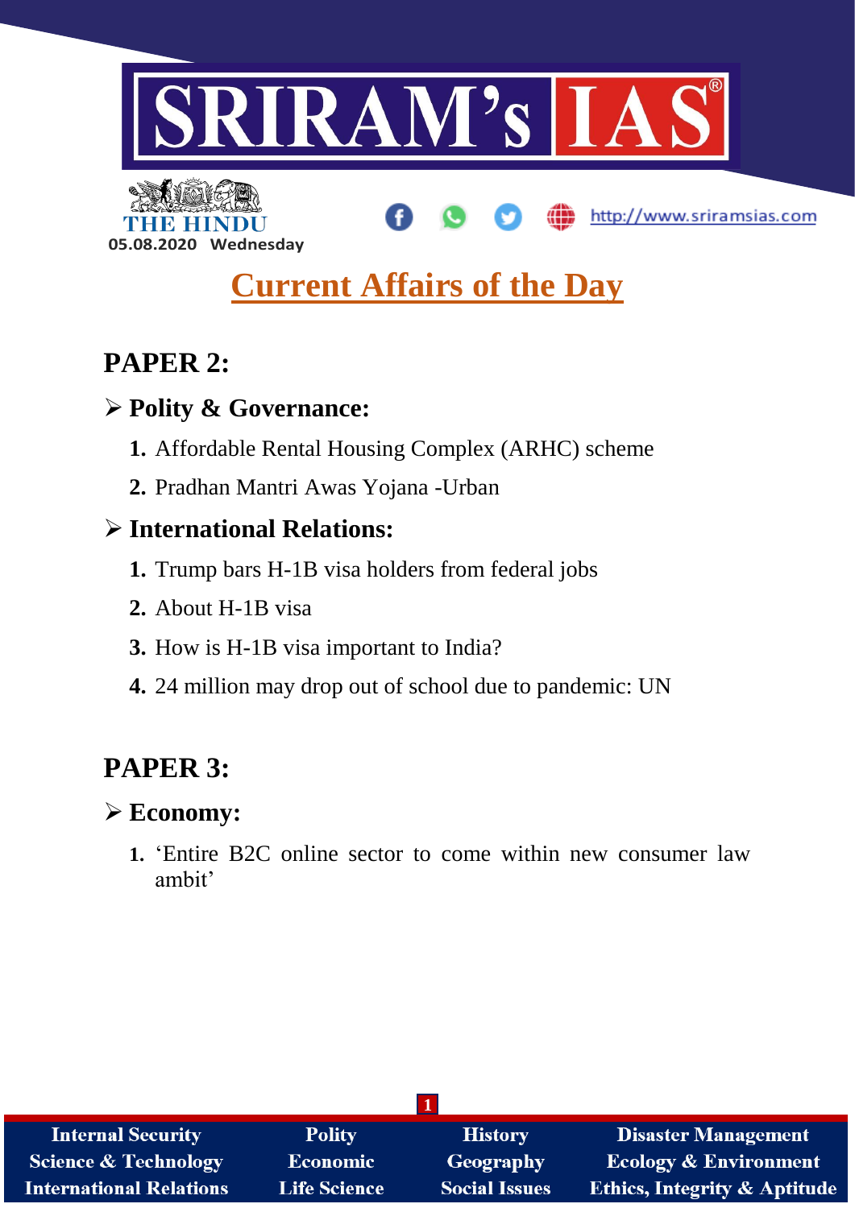SRIRAM's IAS

THE HINDU

05.08.2020 Wednesday

http://www.sriramsias.com

# Current Affairs of the Day

## PAPER 2:

### ➢ Polity & Governance:

1. Affordable Rental Housing Complex (ARHC) scheme
2. Pradhan Mantri Awas Yojana -Urban

### ➢ International Relations:

1. Trump bars H-1B visa holders from federal jobs
2. About H-1B visa
3. How is H-1B visa important to India?
4. 24 million may drop out of school due to pandemic: UN

## PAPER 3:

### ➢ Economy:

1. 'Entire B2C online sector to come within new consumer law ambit'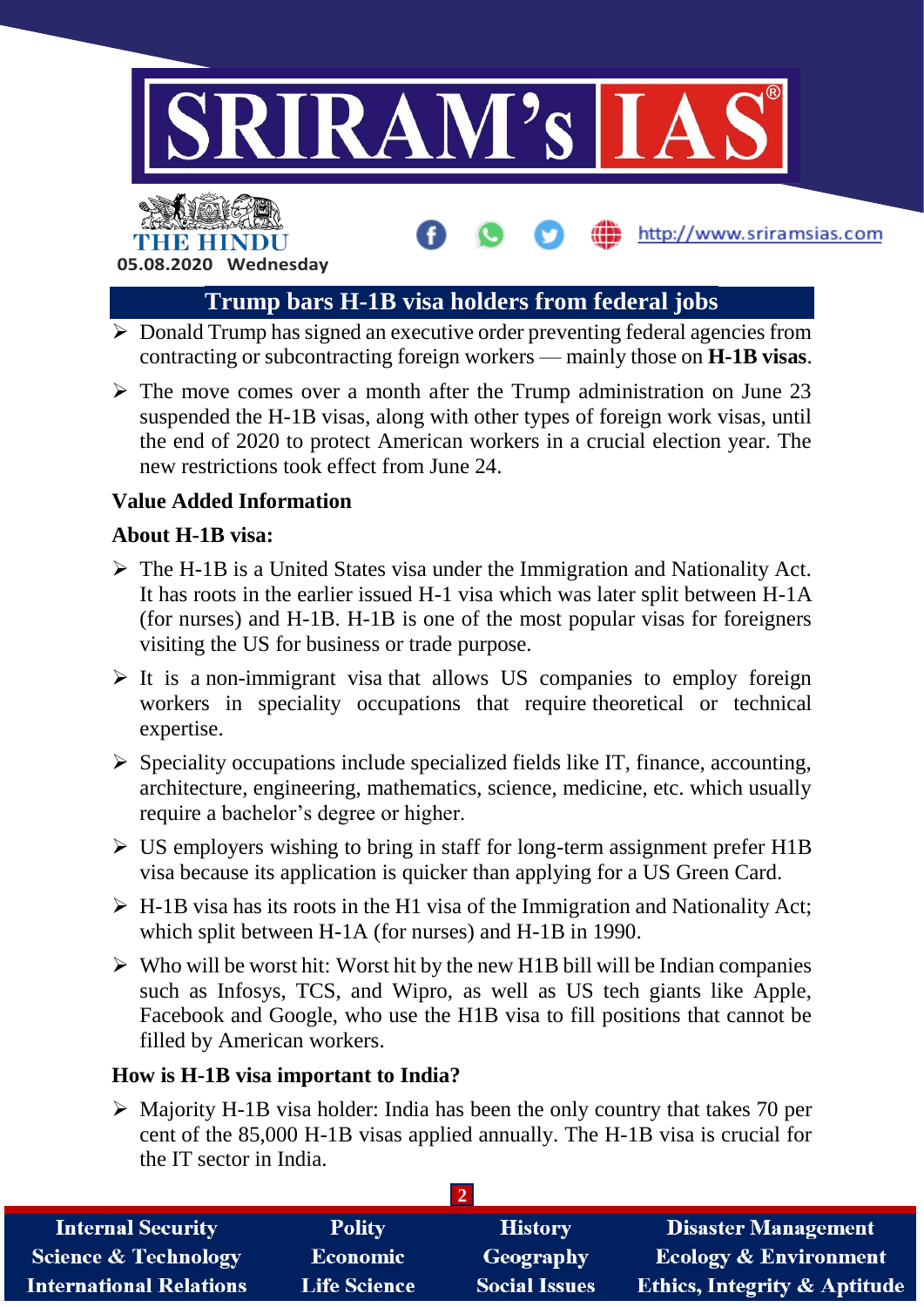05.08.2020 Wednesday

## Trump bars H-1B visa holders from federal jobs

- Donald Trump has signed an executive order preventing federal agencies from contracting or subcontracting foreign workers — mainly those on **H-1B visas**.
- The move comes over a month after the Trump administration on June 23 suspended the H-1B visas, along with other types of foreign work visas, until the end of 2020 to protect American workers in a crucial election year. The new restrictions took effect from June 24.

### Value Added Information

### About H-1B visa:

- The H-1B is a United States visa under the Immigration and Nationality Act. It has roots in the earlier issued H-1 visa which was later split between H-1A (for nurses) and H-1B. H-1B is one of the most popular visas for foreigners visiting the US for business or trade purpose.
- It is a non-immigrant visa that allows US companies to employ foreign workers in speciality occupations that require theoretical or technical expertise.
- Speciality occupations include specialized fields like IT, finance, accounting, architecture, engineering, mathematics, science, medicine, etc. which usually require a bachelor's degree or higher.
- US employers wishing to bring in staff for long-term assignment prefer H1B visa because its application is quicker than applying for a US Green Card.
- H-1B visa has its roots in the H1 visa of the Immigration and Nationality Act; which split between H-1A (for nurses) and H-1B in 1990.
- Who will be worst hit: Worst hit by the new H1B bill will be Indian companies such as Infosys, TCS, and Wipro, as well as US tech giants like Apple, Facebook and Google, who use the H1B visa to fill positions that cannot be filled by American workers.

### How is H-1B visa important to India?

- Majority H-1B visa holder: India has been the only country that takes 70 per cent of the 85,000 H-1B visas applied annually. The H-1B visa is crucial for the IT sector in India.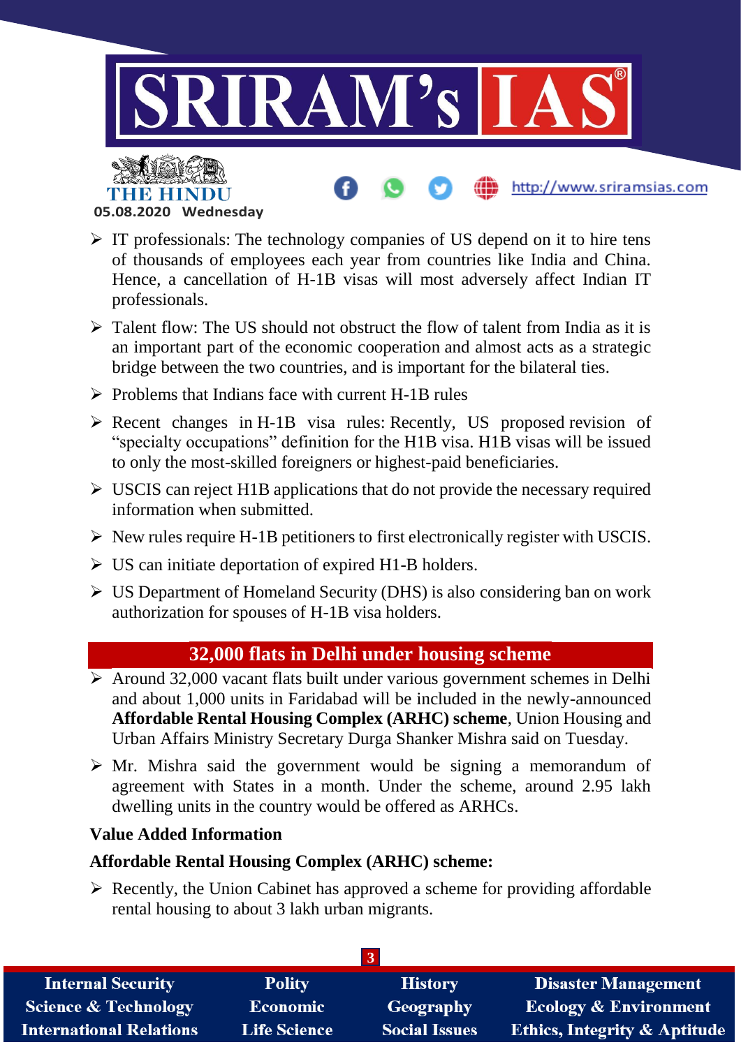- IT professionals: The technology companies of US depend on it to hire tens of thousands of employees each year from countries like India and China. Hence, a cancellation of H-1B visas will most adversely affect Indian IT professionals.
- Talent flow: The US should not obstruct the flow of talent from India as it is an important part of the economic cooperation and almost acts as a strategic bridge between the two countries, and is important for the bilateral ties.
- Problems that Indians face with current H-1B rules
- Recent changes in H-1B visa rules: Recently, US proposed revision of "specialty occupations" definition for the H1B visa. H1B visas will be issued to only the most-skilled foreigners or highest-paid beneficiaries.
- USCIS can reject H1B applications that do not provide the necessary required information when submitted.
- New rules require H-1B petitioners to first electronically register with USCIS.
- US can initiate deportation of expired H1-B holders.
- US Department of Homeland Security (DHS) is also considering ban on work authorization for spouses of H-1B visa holders.

## 32,000 flats in Delhi under housing scheme

- Around 32,000 vacant flats built under various government schemes in Delhi and about 1,000 units in Faridabad will be included in the newly-announced **Affordable Rental Housing Complex (ARHC) scheme**, Union Housing and Urban Affairs Ministry Secretary Durga Shanker Mishra said on Tuesday.
- Mr. Mishra said the government would be signing a memorandum of agreement with States in a month. Under the scheme, around 2.95 lakh dwelling units in the country would be offered as ARHCs.

**Value Added Information**

**Affordable Rental Housing Complex (ARHC) scheme:**

- Recently, the Union Cabinet has approved a scheme for providing affordable rental housing to about 3 lakh urban migrants.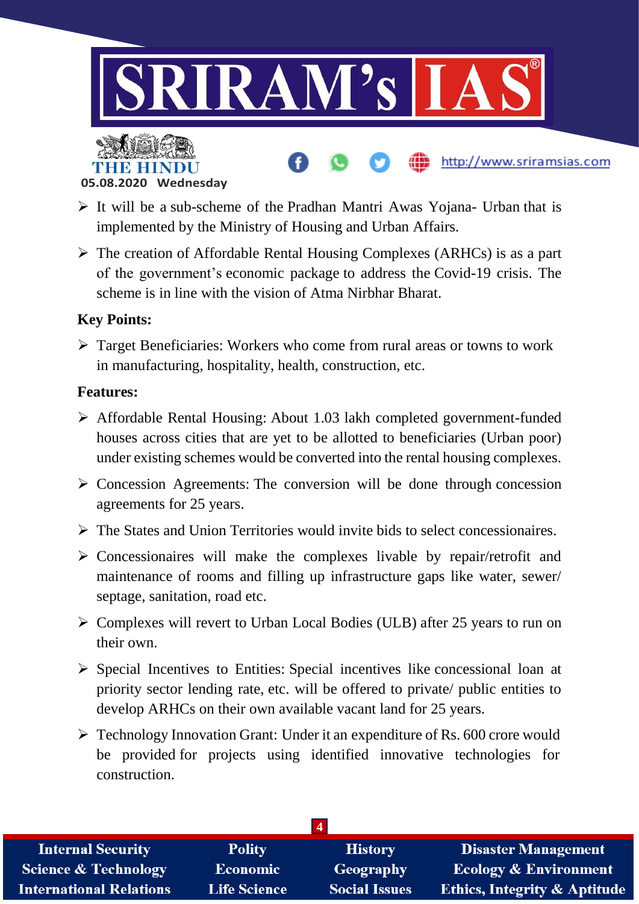- It will be a sub-scheme of the Pradhan Mantri Awas Yojana- Urban that is implemented by the Ministry of Housing and Urban Affairs.
- The creation of Affordable Rental Housing Complexes (ARHCs) is as a part of the government's economic package to address the Covid-19 crisis. The scheme is in line with the vision of Atma Nirbhar Bharat.

**Key Points:**

- Target Beneficiaries: Workers who come from rural areas or towns to work in manufacturing, hospitality, health, construction, etc.

**Features:**

- Affordable Rental Housing: About 1.03 lakh completed government-funded houses across cities that are yet to be allotted to beneficiaries (Urban poor) under existing schemes would be converted into the rental housing complexes.
- Concession Agreements: The conversion will be done through concession agreements for 25 years.
- The States and Union Territories would invite bids to select concessionaires.
- Concessionaires will make the complexes livable by repair/retrofit and maintenance of rooms and filling up infrastructure gaps like water, sewer/ septage, sanitation, road etc.
- Complexes will revert to Urban Local Bodies (ULB) after 25 years to run on their own.
- Special Incentives to Entities: Special incentives like concessional loan at priority sector lending rate, etc. will be offered to private/ public entities to develop ARHCs on their own available vacant land for 25 years.
- Technology Innovation Grant: Under it an expenditure of Rs. 600 crore would be provided for projects using identified innovative technologies for construction.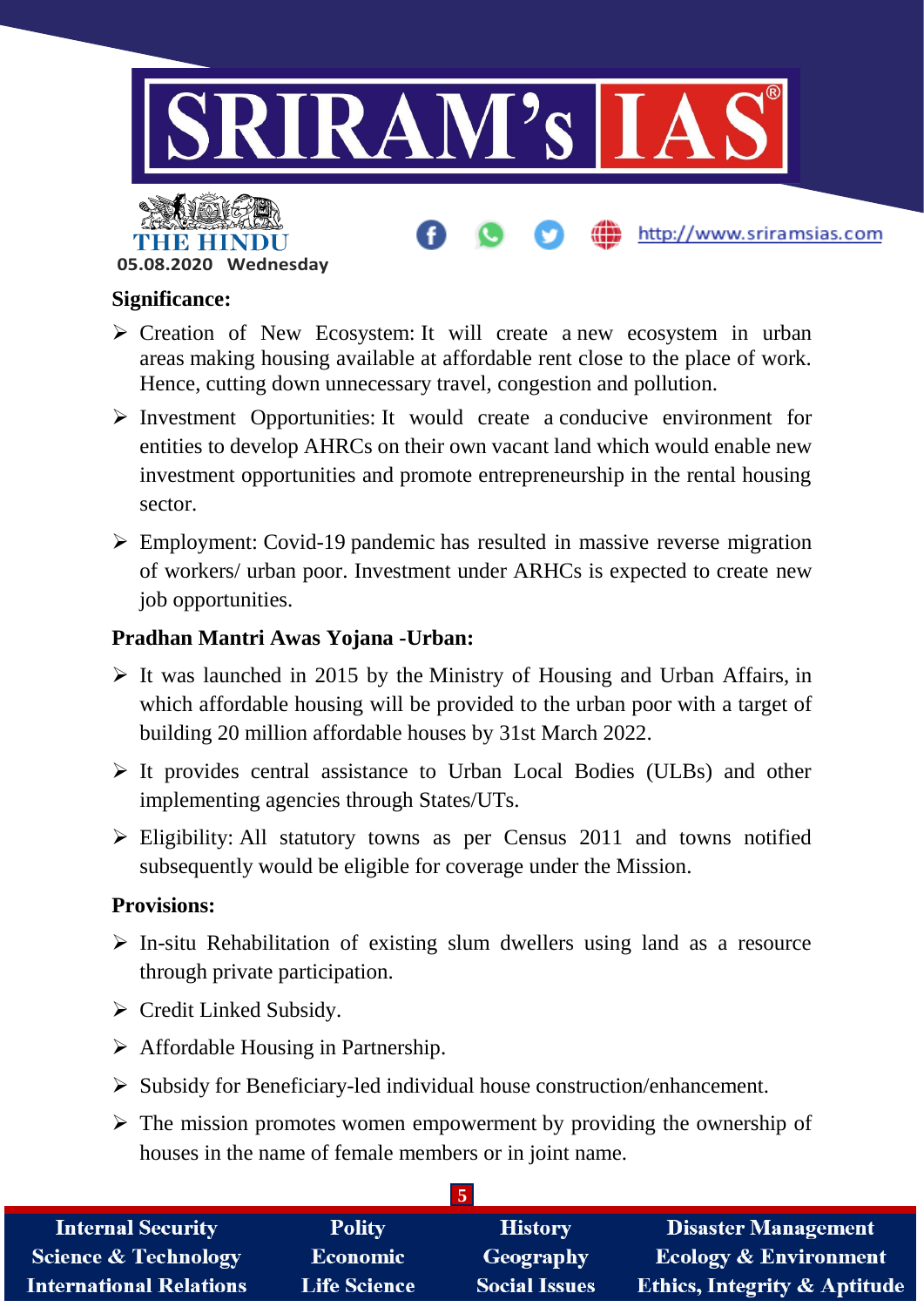**Significance:**

- Creation of New Ecosystem: It will create a new ecosystem in urban areas making housing available at affordable rent close to the place of work. Hence, cutting down unnecessary travel, congestion and pollution.
- Investment Opportunities: It would create a conducive environment for entities to develop AHRCs on their own vacant land which would enable new investment opportunities and promote entrepreneurship in the rental housing sector.
- Employment: Covid-19 pandemic has resulted in massive reverse migration of workers/ urban poor. Investment under ARHCs is expected to create new job opportunities.

**Pradhan Mantri Awas Yojana -Urban:**

- It was launched in 2015 by the Ministry of Housing and Urban Affairs, in which affordable housing will be provided to the urban poor with a target of building 20 million affordable houses by 31st March 2022.
- It provides central assistance to Urban Local Bodies (ULBs) and other implementing agencies through States/UTs.
- Eligibility: All statutory towns as per Census 2011 and towns notified subsequently would be eligible for coverage under the Mission.

**Provisions:**

- In-situ Rehabilitation of existing slum dwellers using land as a resource through private participation.
- Credit Linked Subsidy.
- Affordable Housing in Partnership.
- Subsidy for Beneficiary-led individual house construction/enhancement.
- The mission promotes women empowerment by providing the ownership of houses in the name of female members or in joint name.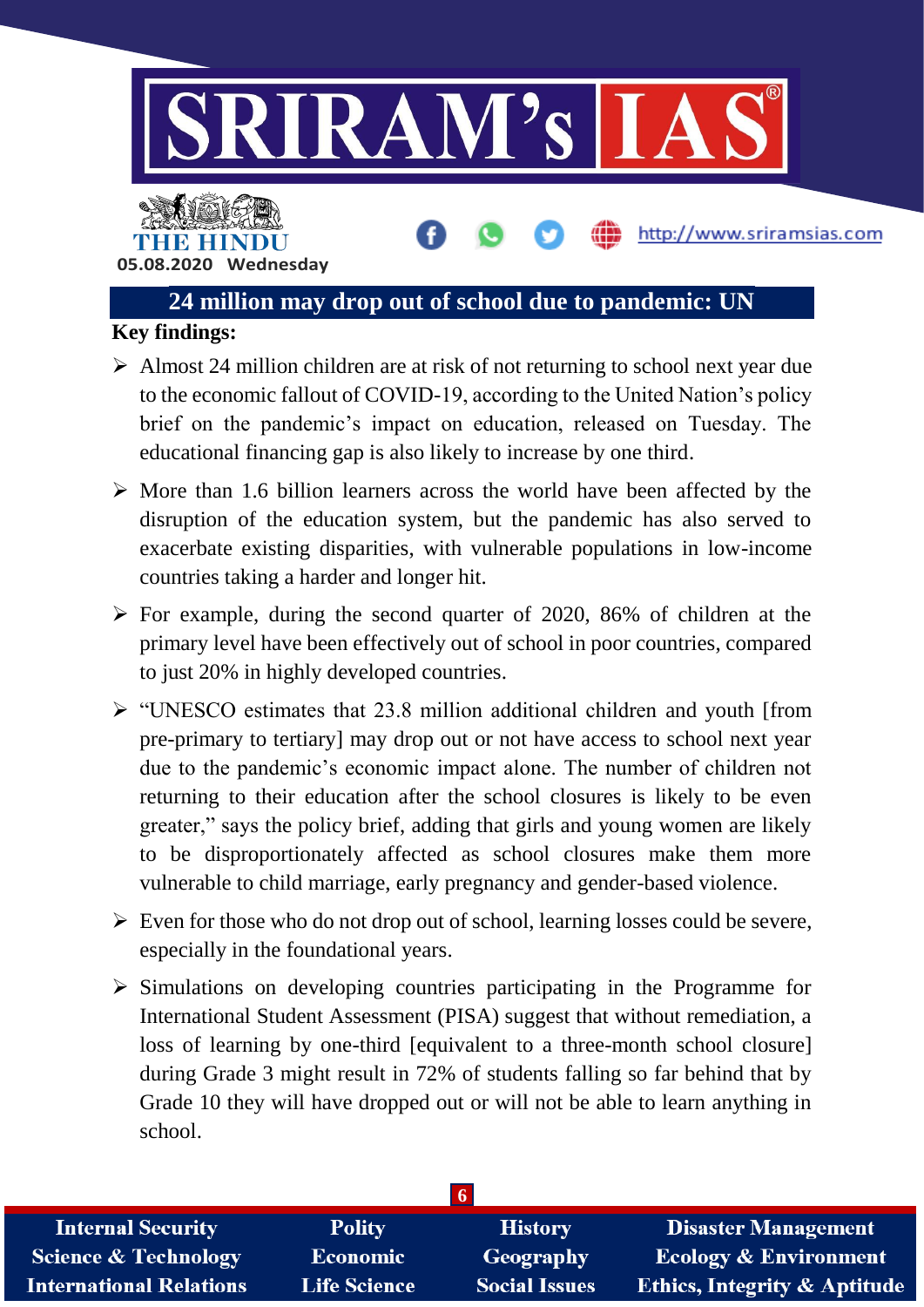## 24 million may drop out of school due to pandemic: UN

**Key findings:**

- Almost 24 million children are at risk of not returning to school next year due to the economic fallout of COVID-19, according to the United Nation's policy brief on the pandemic's impact on education, released on Tuesday. The educational financing gap is also likely to increase by one third.
- More than 1.6 billion learners across the world have been affected by the disruption of the education system, but the pandemic has also served to exacerbate existing disparities, with vulnerable populations in low-income countries taking a harder and longer hit.
- For example, during the second quarter of 2020, 86% of children at the primary level have been effectively out of school in poor countries, compared to just 20% in highly developed countries.
- "UNESCO estimates that 23.8 million additional children and youth [from pre-primary to tertiary] may drop out or not have access to school next year due to the pandemic's economic impact alone. The number of children not returning to their education after the school closures is likely to be even greater," says the policy brief, adding that girls and young women are likely to be disproportionately affected as school closures make them more vulnerable to child marriage, early pregnancy and gender-based violence.
- Even for those who do not drop out of school, learning losses could be severe, especially in the foundational years.
- Simulations on developing countries participating in the Programme for International Student Assessment (PISA) suggest that without remediation, a loss of learning by one-third [equivalent to a three-month school closure] during Grade 3 might result in 72% of students falling so far behind that by Grade 10 they will have dropped out or will not be able to learn anything in school.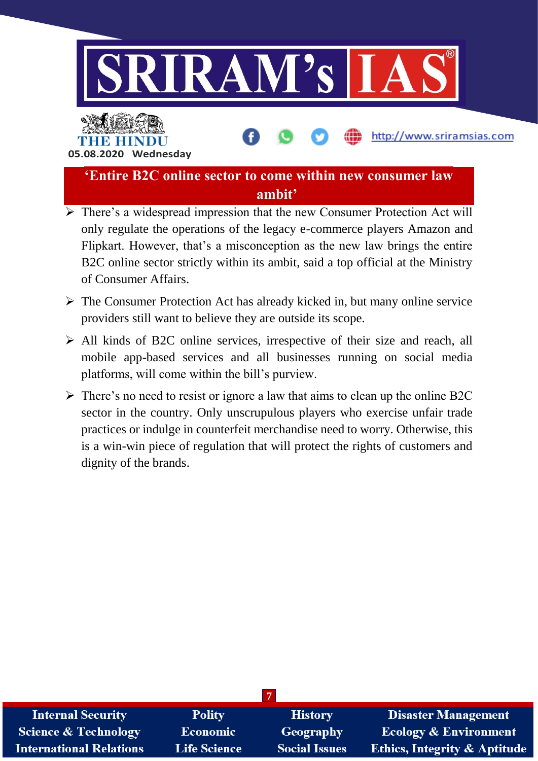## 'Entire B2C online sector to come within new consumer law ambit'

- There's a widespread impression that the new Consumer Protection Act will only regulate the operations of the legacy e-commerce players Amazon and Flipkart. However, that's a misconception as the new law brings the entire B2C online sector strictly within its ambit, said a top official at the Ministry of Consumer Affairs.
- The Consumer Protection Act has already kicked in, but many online service providers still want to believe they are outside its scope.
- All kinds of B2C online services, irrespective of their size and reach, all mobile app-based services and all businesses running on social media platforms, will come within the bill's purview.
- There's no need to resist or ignore a law that aims to clean up the online B2C sector in the country. Only unscrupulous players who exercise unfair trade practices or indulge in counterfeit merchandise need to worry. Otherwise, this is a win-win piece of regulation that will protect the rights of customers and dignity of the brands.